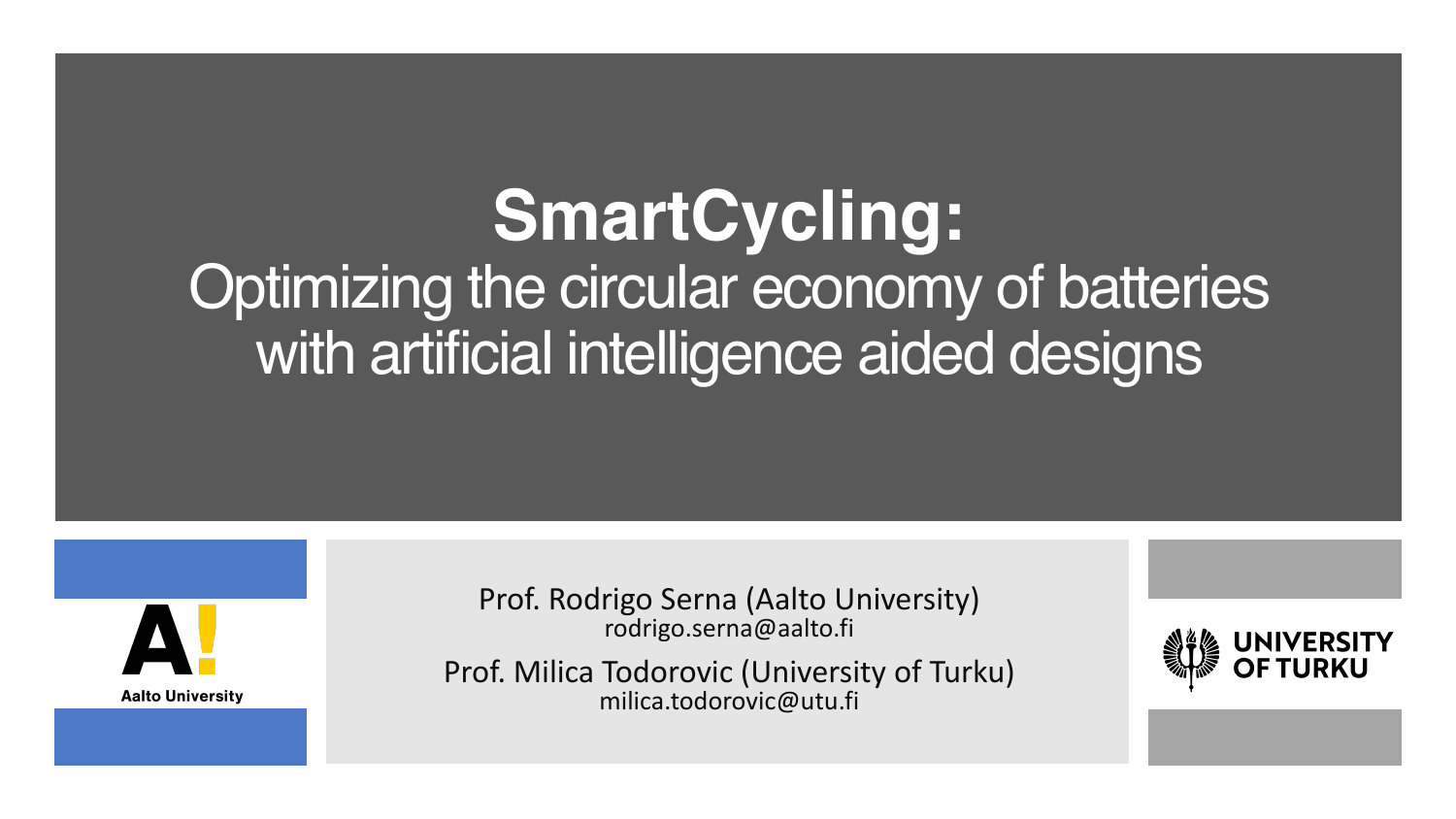# SmartCycling:

## Optimizing the circular economy of batteries with artificial intelligence aided designs

Aalto University

Prof. Rodrigo Serna (Aalto University)
rodrigo.serna@aalto.fi

Prof. Milica Todorovic (University of Turku)
milica.todorovic@utu.fi

UNIVERSITY OF TURKU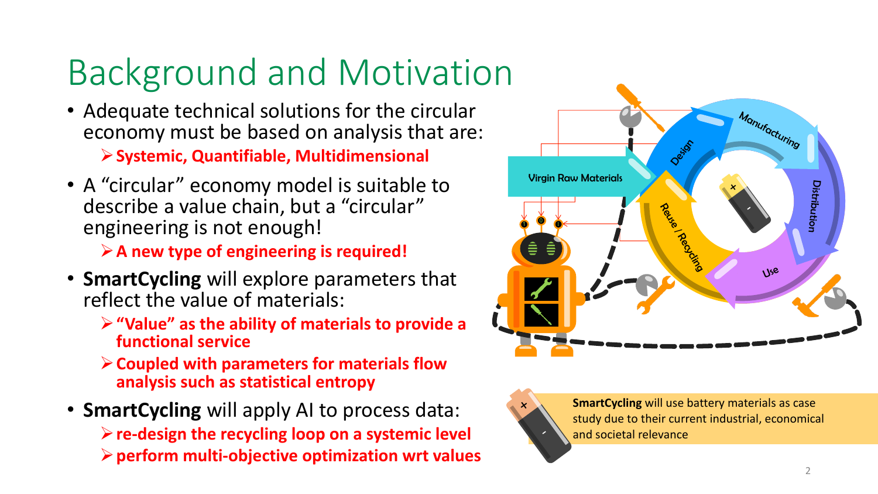# Background and Motivation

- Adequate technical solutions for the circular economy must be based on analysis that are:
  - **Systemic, Quantifiable, Multidimensional**
- A "circular" economy model is suitable to describe a value chain, but a "circular" engineering is not enough!
  - **A new type of engineering is required!**
- **SmartCycling** will explore parameters that reflect the value of materials:
  - **"Value" as the ability of materials to provide a functional service**
  - **Coupled with parameters for materials flow analysis such as statistical entropy**
- **SmartCycling** will apply AI to process data:
  - **re-design the recycling loop on a systemic level**
  - **perform multi-objective optimization wrt values**

Virgin Raw Materials

Design

Manufacturing

Distribution

Use

Reuse / Recycling

**SmartCycling** will use battery materials as case study due to their current industrial, economical and societal relevance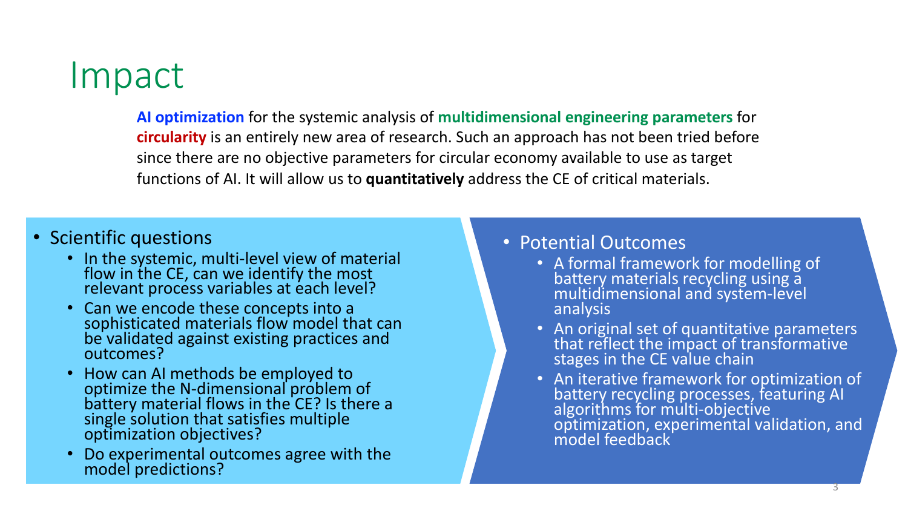# Impact

**AI optimization** for the systemic analysis of **multidimensional engineering parameters** for **circularity** is an entirely new area of research. Such an approach has not been tried before since there are no objective parameters for circular economy available to use as target functions of AI. It will allow us to **quantitatively** address the CE of critical materials.

- Scientific questions
  - In the systemic, multi-level view of material flow in the CE, can we identify the most relevant process variables at each level?
  - Can we encode these concepts into a sophisticated materials flow model that can be validated against existing practices and outcomes?
  - How can AI methods be employed to optimize the N-dimensional problem of battery material flows in the CE? Is there a single solution that satisfies multiple optimization objectives?
  - Do experimental outcomes agree with the model predictions?

- Potential Outcomes
  - A formal framework for modelling of battery materials recycling using a multidimensional and system-level analysis
  - An original set of quantitative parameters that reflect the impact of transformative stages in the CE value chain
  - An iterative framework for optimization of battery recycling processes, featuring AI algorithms for multi-objective optimization, experimental validation, and model feedback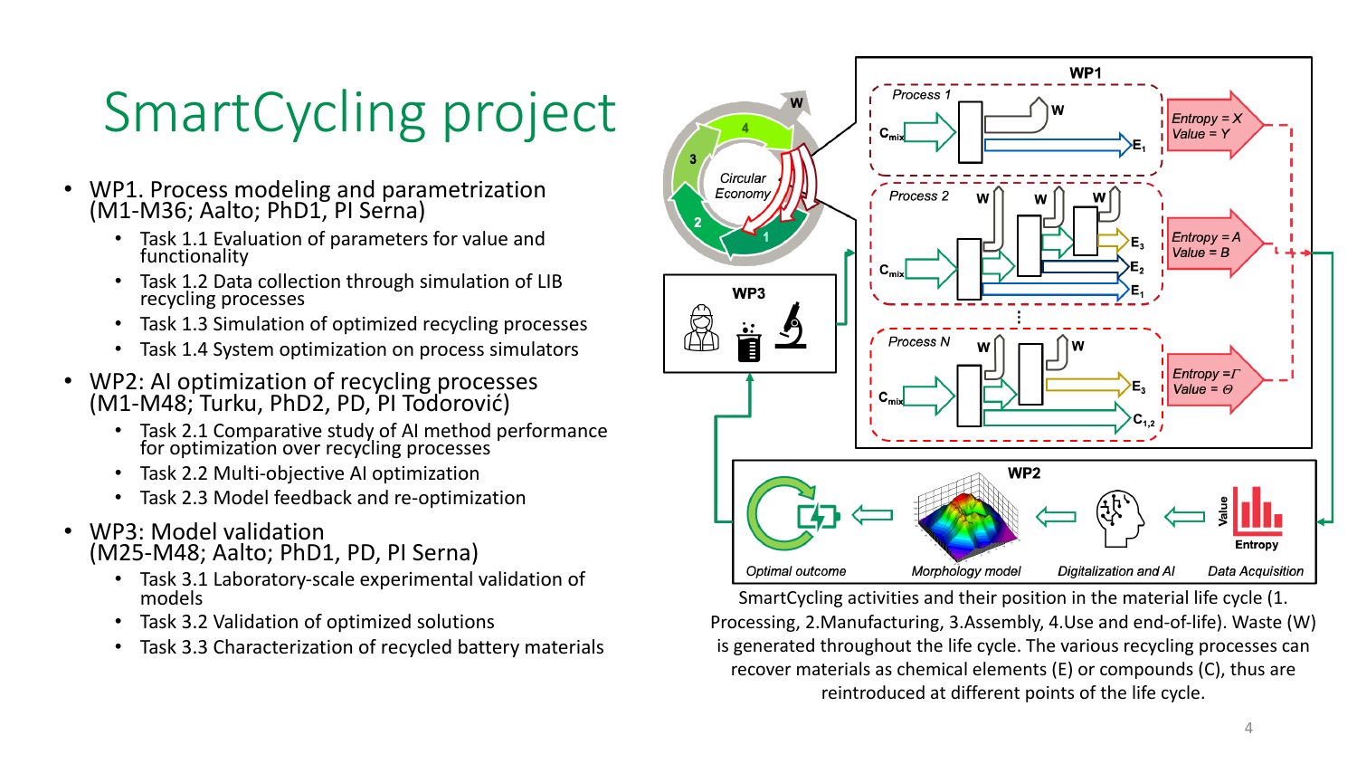# SmartCycling project

- WP1. Process modeling and parametrization (M1-M36; Aalto; PhD1, PI Serna)
  - Task 1.1 Evaluation of parameters for value and functionality
  - Task 1.2 Data collection through simulation of LIB recycling processes
  - Task 1.3 Simulation of optimized recycling processes
  - Task 1.4 System optimization on process simulators
- WP2: AI optimization of recycling processes (M1-M48; Turku, PhD2, PD, PI Todorović)
  - Task 2.1 Comparative study of AI method performance for optimization over recycling processes
  - Task 2.2 Multi-objective AI optimization
  - Task 2.3 Model feedback and re-optimization
- WP3: Model validation (M25-M48; Aalto; PhD1, PD, PI Serna)
  - Task 3.1 Laboratory-scale experimental validation of models
  - Task 3.2 Validation of optimized solutions
  - Task 3.3 Characterization of recycled battery materials

WP1

Circular Economy

1 2 3 4 W

Process 1

$C_{mix}$ W $E_1$

Entropy = X
Value = Y

Process 2

$C_{mix}$ W W W $E_3$ $E_2$ $E_1$

Entropy = A
Value = B

Process N

$C_{mix}$ W W $E_3$ $C_{1,2}$

Entropy = Γ
Value = Θ

WP3

WP2

Optimal outcome

Morphology model

Digitalization and AI

Data Acquisition

Value

Entropy

SmartCycling activities and their position in the material life cycle (1. Processing, 2.Manufacturing, 3.Assembly, 4.Use and end-of-life). Waste (W) is generated throughout the life cycle. The various recycling processes can recover materials as chemical elements (E) or compounds (C), thus are reintroduced at different points of the life cycle.